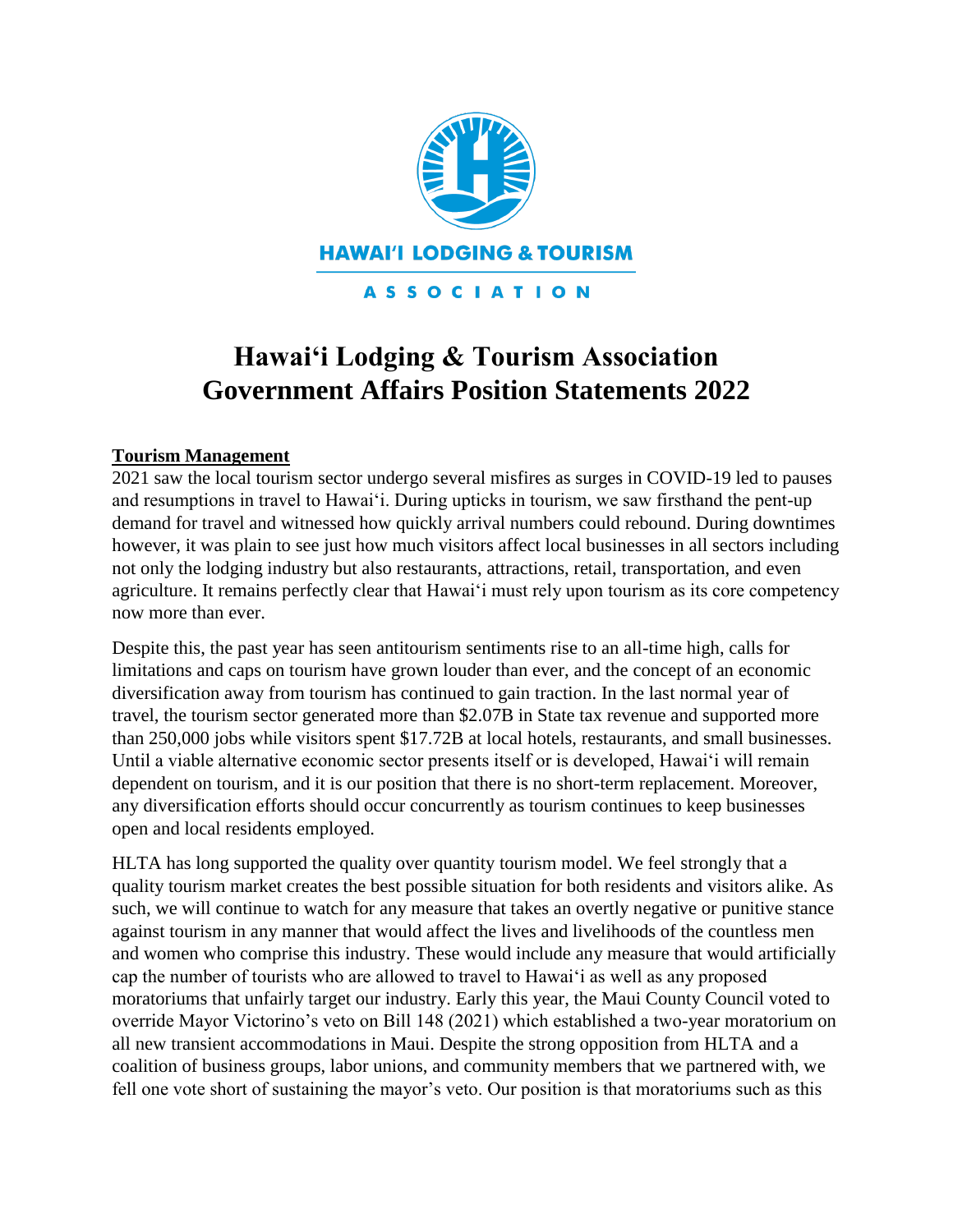HAWAI'I LODGING & TOURISM ASSOCIATION

# Hawai'i Lodging & Tourism Association Government Affairs Position Statements 2022

## Tourism Management

2021 saw the local tourism sector undergo several misfires as surges in COVID-19 led to pauses and resumptions in travel to Hawai'i. During upticks in tourism, we saw firsthand the pent-up demand for travel and witnessed how quickly arrival numbers could rebound. During downtimes however, it was plain to see just how much visitors affect local businesses in all sectors including not only the lodging industry but also restaurants, attractions, retail, transportation, and even agriculture. It remains perfectly clear that Hawai'i must rely upon tourism as its core competency now more than ever.

Despite this, the past year has seen antitourism sentiments rise to an all-time high, calls for limitations and caps on tourism have grown louder than ever, and the concept of an economic diversification away from tourism has continued to gain traction. In the last normal year of travel, the tourism sector generated more than $2.07B in State tax revenue and supported more than 250,000 jobs while visitors spent $17.72B at local hotels, restaurants, and small businesses. Until a viable alternative economic sector presents itself or is developed, Hawai'i will remain dependent on tourism, and it is our position that there is no short-term replacement. Moreover, any diversification efforts should occur concurrently as tourism continues to keep businesses open and local residents employed.

HLTA has long supported the quality over quantity tourism model. We feel strongly that a quality tourism market creates the best possible situation for both residents and visitors alike. As such, we will continue to watch for any measure that takes an overtly negative or punitive stance against tourism in any manner that would affect the lives and livelihoods of the countless men and women who comprise this industry. These would include any measure that would artificially cap the number of tourists who are allowed to travel to Hawai'i as well as any proposed moratoriums that unfairly target our industry. Early this year, the Maui County Council voted to override Mayor Victorino's veto on Bill 148 (2021) which established a two-year moratorium on all new transient accommodations in Maui. Despite the strong opposition from HLTA and a coalition of business groups, labor unions, and community members that we partnered with, we fell one vote short of sustaining the mayor's veto. Our position is that moratoriums such as this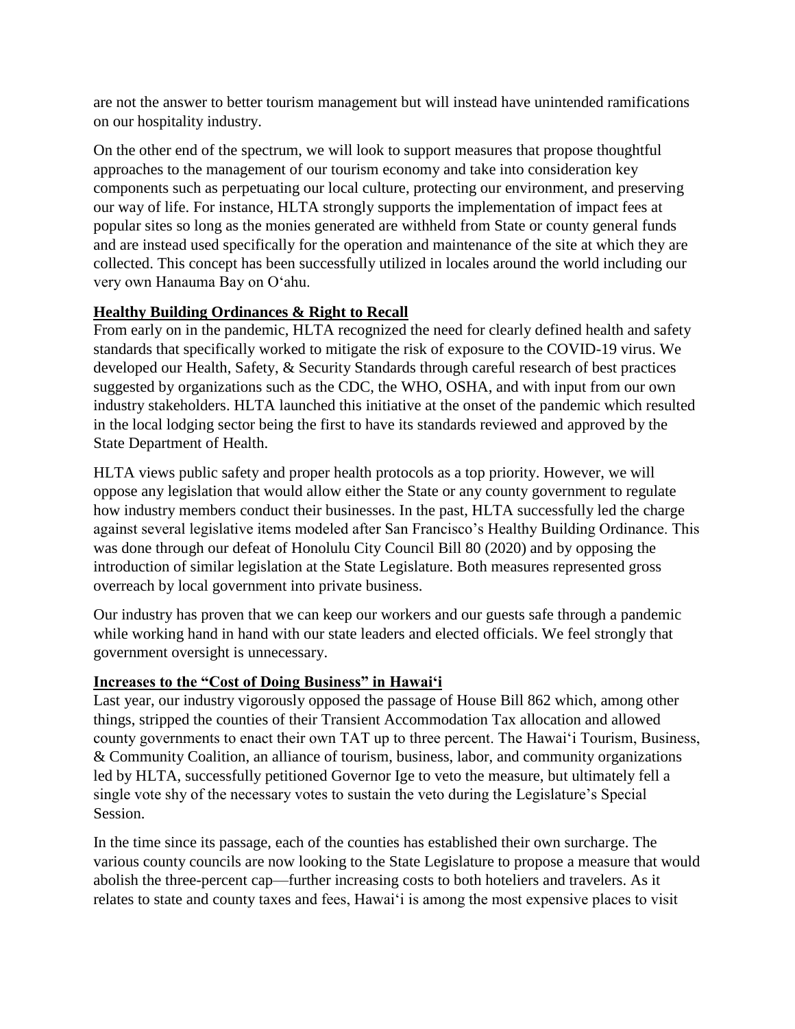are not the answer to better tourism management but will instead have unintended ramifications on our hospitality industry.

On the other end of the spectrum, we will look to support measures that propose thoughtful approaches to the management of our tourism economy and take into consideration key components such as perpetuating our local culture, protecting our environment, and preserving our way of life. For instance, HLTA strongly supports the implementation of impact fees at popular sites so long as the monies generated are withheld from State or county general funds and are instead used specifically for the operation and maintenance of the site at which they are collected. This concept has been successfully utilized in locales around the world including our very own Hanauma Bay on O'ahu.

**Healthy Building Ordinances & Right to Recall**

From early on in the pandemic, HLTA recognized the need for clearly defined health and safety standards that specifically worked to mitigate the risk of exposure to the COVID-19 virus. We developed our Health, Safety, & Security Standards through careful research of best practices suggested by organizations such as the CDC, the WHO, OSHA, and with input from our own industry stakeholders. HLTA launched this initiative at the onset of the pandemic which resulted in the local lodging sector being the first to have its standards reviewed and approved by the State Department of Health.

HLTA views public safety and proper health protocols as a top priority. However, we will oppose any legislation that would allow either the State or any county government to regulate how industry members conduct their businesses. In the past, HLTA successfully led the charge against several legislative items modeled after San Francisco's Healthy Building Ordinance. This was done through our defeat of Honolulu City Council Bill 80 (2020) and by opposing the introduction of similar legislation at the State Legislature. Both measures represented gross overreach by local government into private business.

Our industry has proven that we can keep our workers and our guests safe through a pandemic while working hand in hand with our state leaders and elected officials. We feel strongly that government oversight is unnecessary.

**Increases to the "Cost of Doing Business" in Hawai'i**

Last year, our industry vigorously opposed the passage of House Bill 862 which, among other things, stripped the counties of their Transient Accommodation Tax allocation and allowed county governments to enact their own TAT up to three percent. The Hawai'i Tourism, Business, & Community Coalition, an alliance of tourism, business, labor, and community organizations led by HLTA, successfully petitioned Governor Ige to veto the measure, but ultimately fell a single vote shy of the necessary votes to sustain the veto during the Legislature's Special Session.

In the time since its passage, each of the counties has established their own surcharge. The various county councils are now looking to the State Legislature to propose a measure that would abolish the three-percent cap—further increasing costs to both hoteliers and travelers. As it relates to state and county taxes and fees, Hawai'i is among the most expensive places to visit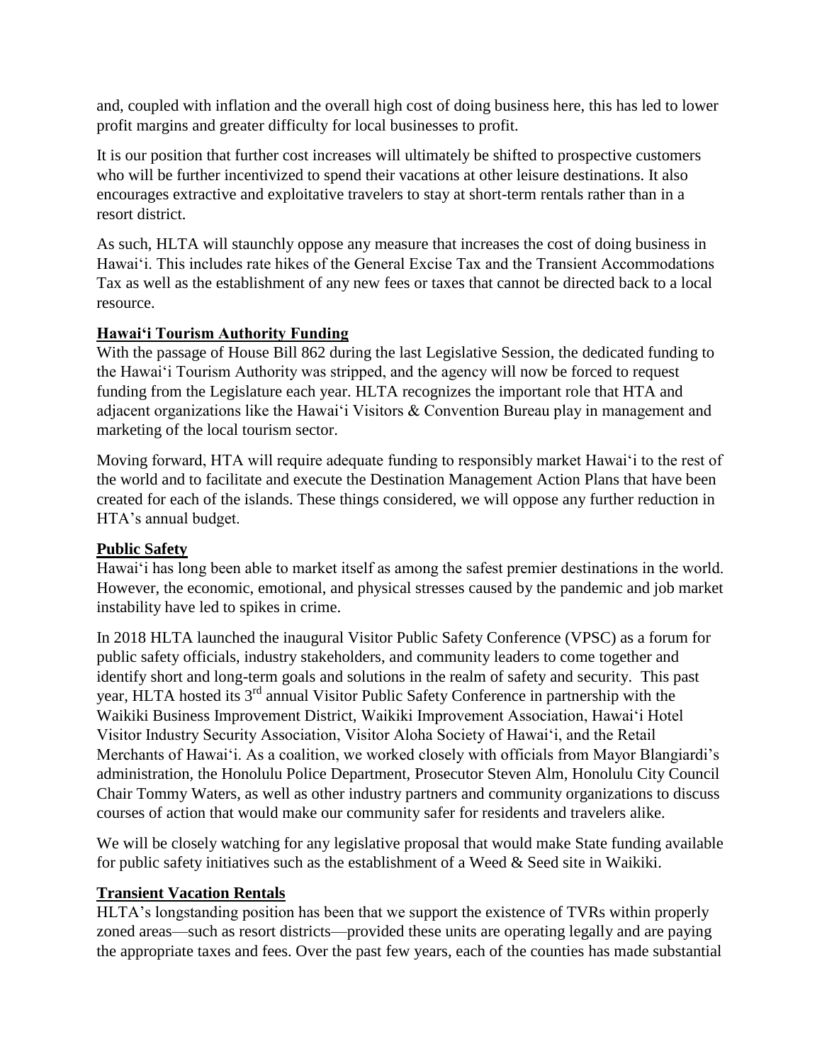and, coupled with inflation and the overall high cost of doing business here, this has led to lower profit margins and greater difficulty for local businesses to profit.

It is our position that further cost increases will ultimately be shifted to prospective customers who will be further incentivized to spend their vacations at other leisure destinations. It also encourages extractive and exploitative travelers to stay at short-term rentals rather than in a resort district.

As such, HLTA will staunchly oppose any measure that increases the cost of doing business in Hawaiʻi. This includes rate hikes of the General Excise Tax and the Transient Accommodations Tax as well as the establishment of any new fees or taxes that cannot be directed back to a local resource.

## Hawaiʻi Tourism Authority Funding

With the passage of House Bill 862 during the last Legislative Session, the dedicated funding to the Hawaiʻi Tourism Authority was stripped, and the agency will now be forced to request funding from the Legislature each year. HLTA recognizes the important role that HTA and adjacent organizations like the Hawaiʻi Visitors & Convention Bureau play in management and marketing of the local tourism sector.

Moving forward, HTA will require adequate funding to responsibly market Hawaiʻi to the rest of the world and to facilitate and execute the Destination Management Action Plans that have been created for each of the islands. These things considered, we will oppose any further reduction in HTA's annual budget.

## Public Safety

Hawaiʻi has long been able to market itself as among the safest premier destinations in the world. However, the economic, emotional, and physical stresses caused by the pandemic and job market instability have led to spikes in crime.

In 2018 HLTA launched the inaugural Visitor Public Safety Conference (VPSC) as a forum for public safety officials, industry stakeholders, and community leaders to come together and identify short and long-term goals and solutions in the realm of safety and security. This past year, HLTA hosted its 3rd annual Visitor Public Safety Conference in partnership with the Waikiki Business Improvement District, Waikiki Improvement Association, Hawaiʻi Hotel Visitor Industry Security Association, Visitor Aloha Society of Hawaiʻi, and the Retail Merchants of Hawaiʻi. As a coalition, we worked closely with officials from Mayor Blangiardi's administration, the Honolulu Police Department, Prosecutor Steven Alm, Honolulu City Council Chair Tommy Waters, as well as other industry partners and community organizations to discuss courses of action that would make our community safer for residents and travelers alike.

We will be closely watching for any legislative proposal that would make State funding available for public safety initiatives such as the establishment of a Weed & Seed site in Waikiki.

## Transient Vacation Rentals

HLTA's longstanding position has been that we support the existence of TVRs within properly zoned areas—such as resort districts—provided these units are operating legally and are paying the appropriate taxes and fees. Over the past few years, each of the counties has made substantial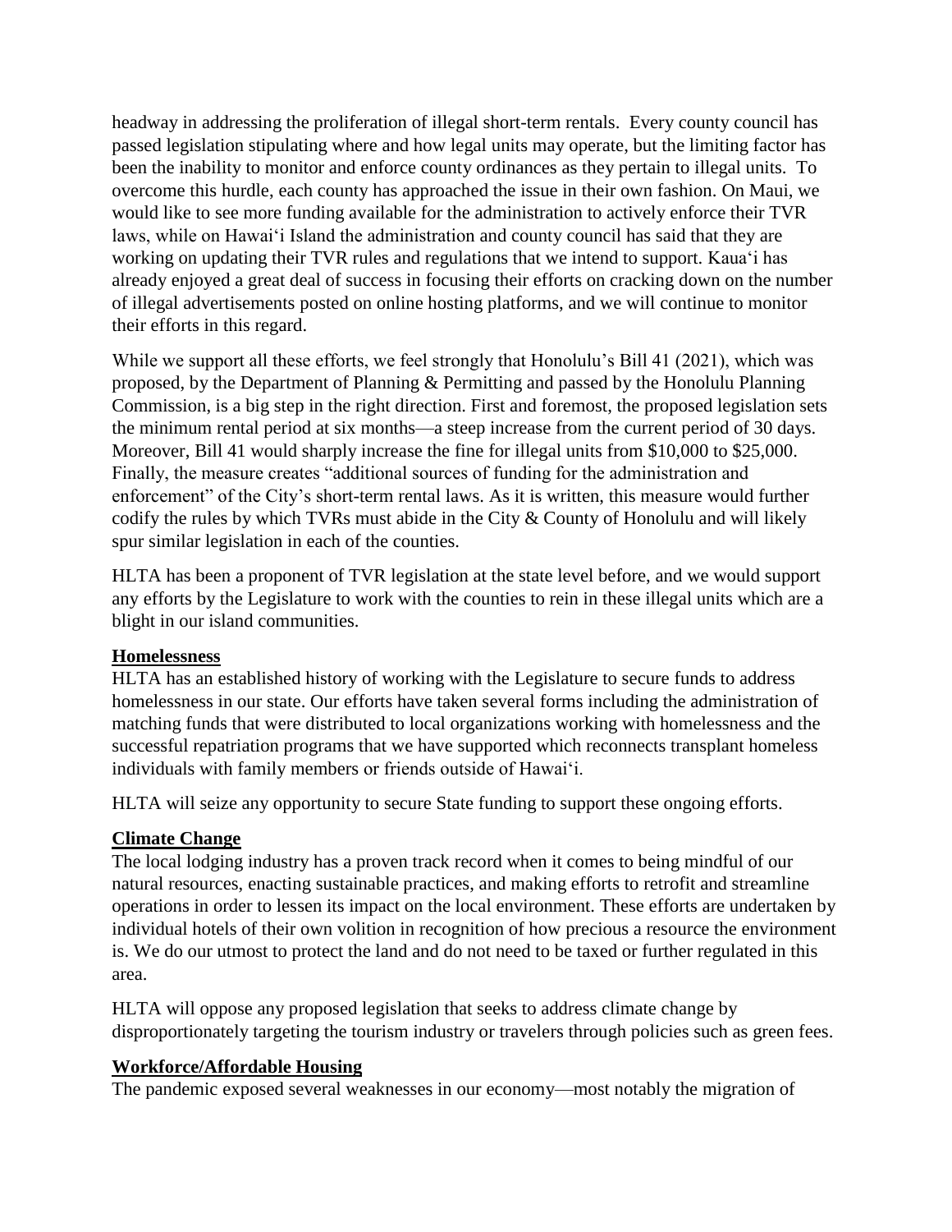headway in addressing the proliferation of illegal short-term rentals. Every county council has passed legislation stipulating where and how legal units may operate, but the limiting factor has been the inability to monitor and enforce county ordinances as they pertain to illegal units. To overcome this hurdle, each county has approached the issue in their own fashion. On Maui, we would like to see more funding available for the administration to actively enforce their TVR laws, while on Hawaiʻi Island the administration and county council has said that they are working on updating their TVR rules and regulations that we intend to support. Kauaʻi has already enjoyed a great deal of success in focusing their efforts on cracking down on the number of illegal advertisements posted on online hosting platforms, and we will continue to monitor their efforts in this regard.

While we support all these efforts, we feel strongly that Honolulu's Bill 41 (2021), which was proposed, by the Department of Planning & Permitting and passed by the Honolulu Planning Commission, is a big step in the right direction. First and foremost, the proposed legislation sets the minimum rental period at six months—a steep increase from the current period of 30 days. Moreover, Bill 41 would sharply increase the fine for illegal units from $10,000 to $25,000. Finally, the measure creates "additional sources of funding for the administration and enforcement" of the City's short-term rental laws. As it is written, this measure would further codify the rules by which TVRs must abide in the City & County of Honolulu and will likely spur similar legislation in each of the counties.

HLTA has been a proponent of TVR legislation at the state level before, and we would support any efforts by the Legislature to work with the counties to rein in these illegal units which are a blight in our island communities.

**Homelessness**

HLTA has an established history of working with the Legislature to secure funds to address homelessness in our state. Our efforts have taken several forms including the administration of matching funds that were distributed to local organizations working with homelessness and the successful repatriation programs that we have supported which reconnects transplant homeless individuals with family members or friends outside of Hawaiʻi.

HLTA will seize any opportunity to secure State funding to support these ongoing efforts.

**Climate Change**

The local lodging industry has a proven track record when it comes to being mindful of our natural resources, enacting sustainable practices, and making efforts to retrofit and streamline operations in order to lessen its impact on the local environment. These efforts are undertaken by individual hotels of their own volition in recognition of how precious a resource the environment is. We do our utmost to protect the land and do not need to be taxed or further regulated in this area.

HLTA will oppose any proposed legislation that seeks to address climate change by disproportionately targeting the tourism industry or travelers through policies such as green fees.

**Workforce/Affordable Housing**

The pandemic exposed several weaknesses in our economy—most notably the migration of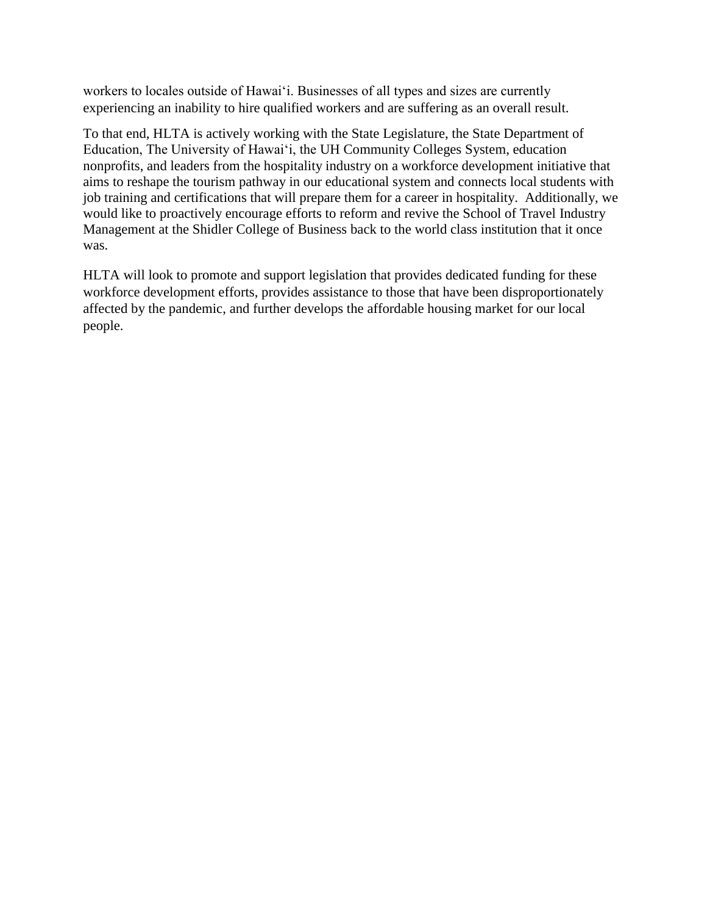workers to locales outside of Hawaiʻi. Businesses of all types and sizes are currently experiencing an inability to hire qualified workers and are suffering as an overall result.

To that end, HLTA is actively working with the State Legislature, the State Department of Education, The University of Hawaiʻi, the UH Community Colleges System, education nonprofits, and leaders from the hospitality industry on a workforce development initiative that aims to reshape the tourism pathway in our educational system and connects local students with job training and certifications that will prepare them for a career in hospitality. Additionally, we would like to proactively encourage efforts to reform and revive the School of Travel Industry Management at the Shidler College of Business back to the world class institution that it once was.

HLTA will look to promote and support legislation that provides dedicated funding for these workforce development efforts, provides assistance to those that have been disproportionately affected by the pandemic, and further develops the affordable housing market for our local people.